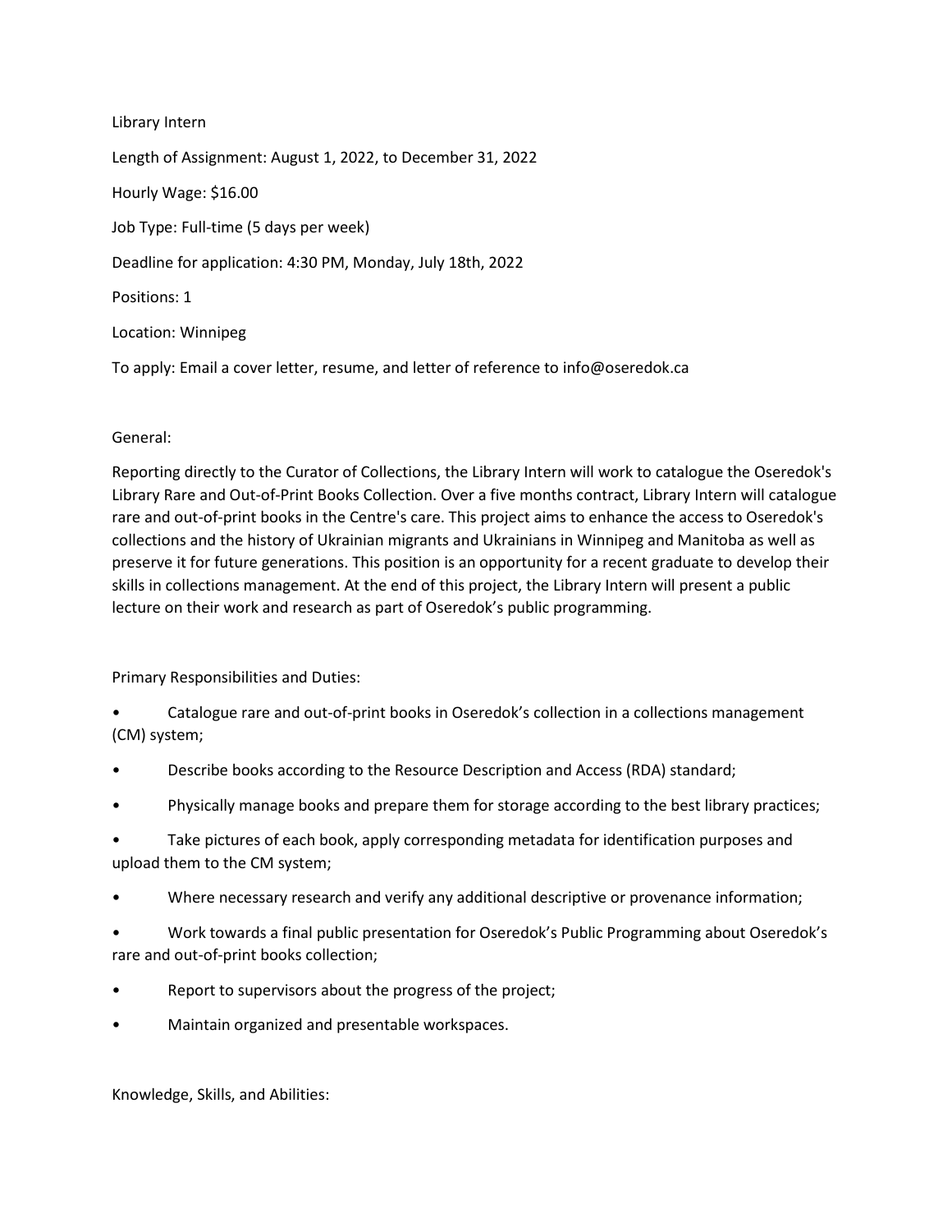Library Intern

Length of Assignment: August 1, 2022, to December 31, 2022

Hourly Wage: $16.00

Job Type: Full-time (5 days per week)

Deadline for application: 4:30 PM, Monday, July 18th, 2022

Positions: 1

Location: Winnipeg

To apply: Email a cover letter, resume, and letter of reference to info@oseredok.ca

General:

Reporting directly to the Curator of Collections, the Library Intern will work to catalogue the Oseredok's Library Rare and Out-of-Print Books Collection. Over a five months contract, Library Intern will catalogue rare and out-of-print books in the Centre's care. This project aims to enhance the access to Oseredok's collections and the history of Ukrainian migrants and Ukrainians in Winnipeg and Manitoba as well as preserve it for future generations. This position is an opportunity for a recent graduate to develop their skills in collections management. At the end of this project, the Library Intern will present a public lecture on their work and research as part of Oseredok's public programming.

Primary Responsibilities and Duties:

- Catalogue rare and out-of-print books in Oseredok's collection in a collections management (CM) system;
- Describe books according to the Resource Description and Access (RDA) standard;
- Physically manage books and prepare them for storage according to the best library practices;
- Take pictures of each book, apply corresponding metadata for identification purposes and upload them to the CM system;
- Where necessary research and verify any additional descriptive or provenance information;
- Work towards a final public presentation for Oseredok's Public Programming about Oseredok's rare and out-of-print books collection;
- Report to supervisors about the progress of the project;
- Maintain organized and presentable workspaces.

Knowledge, Skills, and Abilities: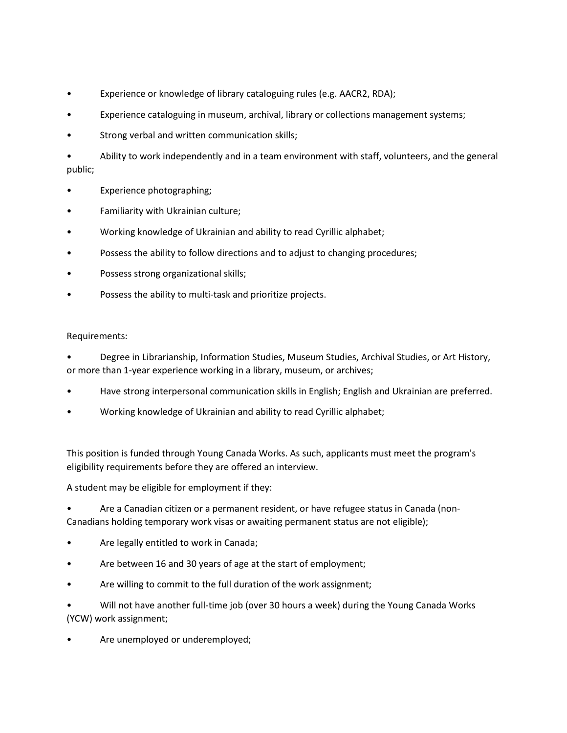- Experience or knowledge of library cataloguing rules (e.g. AACR2, RDA);
- Experience cataloguing in museum, archival, library or collections management systems;
- Strong verbal and written communication skills;
- Ability to work independently and in a team environment with staff, volunteers, and the general public;
- Experience photographing;
- Familiarity with Ukrainian culture;
- Working knowledge of Ukrainian and ability to read Cyrillic alphabet;
- Possess the ability to follow directions and to adjust to changing procedures;
- Possess strong organizational skills;
- Possess the ability to multi-task and prioritize projects.

Requirements:

- Degree in Librarianship, Information Studies, Museum Studies, Archival Studies, or Art History, or more than 1-year experience working in a library, museum, or archives;
- Have strong interpersonal communication skills in English; English and Ukrainian are preferred.
- Working knowledge of Ukrainian and ability to read Cyrillic alphabet;

This position is funded through Young Canada Works. As such, applicants must meet the program's eligibility requirements before they are offered an interview.

A student may be eligible for employment if they:

- Are a Canadian citizen or a permanent resident, or have refugee status in Canada (non-Canadians holding temporary work visas or awaiting permanent status are not eligible);
- Are legally entitled to work in Canada;
- Are between 16 and 30 years of age at the start of employment;
- Are willing to commit to the full duration of the work assignment;
- Will not have another full-time job (over 30 hours a week) during the Young Canada Works (YCW) work assignment;
- Are unemployed or underemployed;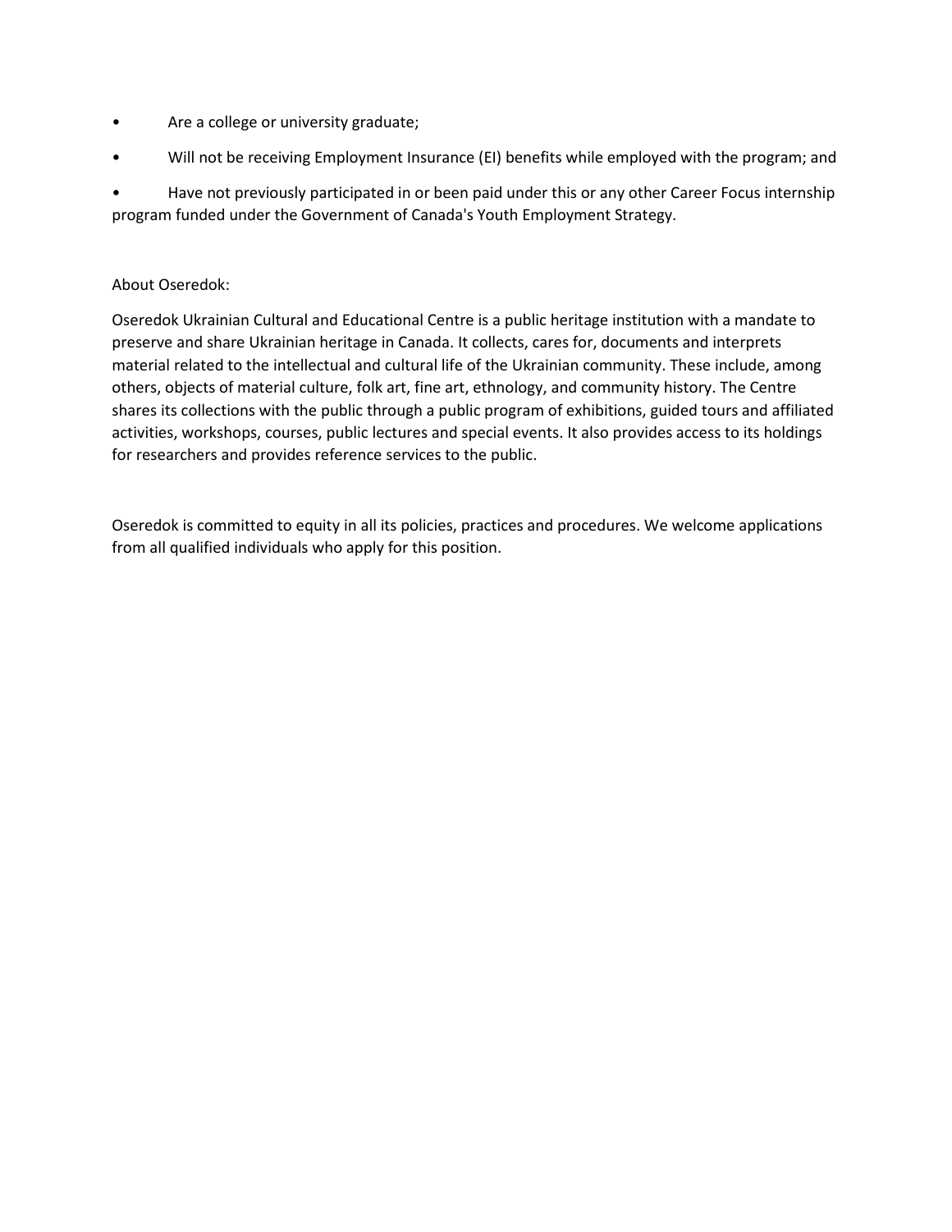- Are a college or university graduate;
- Will not be receiving Employment Insurance (EI) benefits while employed with the program; and
- Have not previously participated in or been paid under this or any other Career Focus internship program funded under the Government of Canada's Youth Employment Strategy.

About Oseredok:

Oseredok Ukrainian Cultural and Educational Centre is a public heritage institution with a mandate to preserve and share Ukrainian heritage in Canada. It collects, cares for, documents and interprets material related to the intellectual and cultural life of the Ukrainian community. These include, among others, objects of material culture, folk art, fine art, ethnology, and community history. The Centre shares its collections with the public through a public program of exhibitions, guided tours and affiliated activities, workshops, courses, public lectures and special events. It also provides access to its holdings for researchers and provides reference services to the public.

Oseredok is committed to equity in all its policies, practices and procedures. We welcome applications from all qualified individuals who apply for this position.